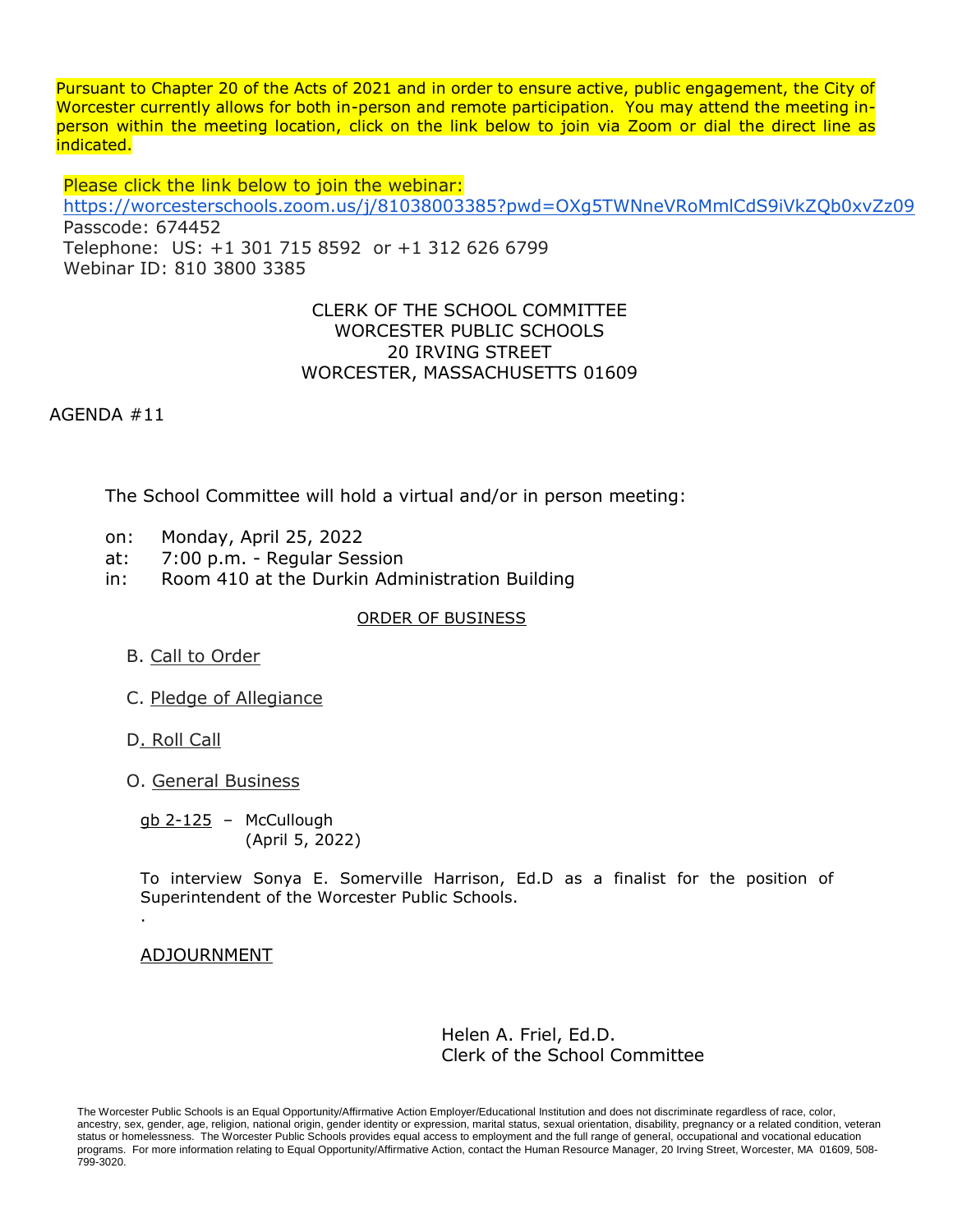Pursuant to Chapter 20 of the Acts of 2021 and in order to ensure active, public engagement, the City of Worcester currently allows for both in-person and remote participation. You may attend the meeting in-person within the meeting location, click on the link below to join via Zoom or dial the direct line as indicated.

Please click the link below to join the webinar:
https://worcesterschools.zoom.us/j/81038003385?pwd=OXg5TWNneVRoMmlCdS9iVkZQb0xvZz09
Passcode: 674452
Telephone: US: +1 301 715 8592 or +1 312 626 6799
Webinar ID: 810 3800 3385

CLERK OF THE SCHOOL COMMITTEE
WORCESTER PUBLIC SCHOOLS
20 IRVING STREET
WORCESTER, MASSACHUSETTS 01609

AGENDA #11

The School Committee will hold a virtual and/or in person meeting:

on: Monday, April 25, 2022
at: 7:00 p.m. - Regular Session
in: Room 410 at the Durkin Administration Building

ORDER OF BUSINESS

B. Call to Order

C. Pledge of Allegiance

D. Roll Call

O. General Business

gb 2-125 – McCullough
(April 5, 2022)

To interview Sonya E. Somerville Harrison, Ed.D as a finalist for the position of Superintendent of the Worcester Public Schools.

.

ADJOURNMENT

Helen A. Friel, Ed.D.
Clerk of the School Committee

The Worcester Public Schools is an Equal Opportunity/Affirmative Action Employer/Educational Institution and does not discriminate regardless of race, color, ancestry, sex, gender, age, religion, national origin, gender identity or expression, marital status, sexual orientation, disability, pregnancy or a related condition, veteran status or homelessness. The Worcester Public Schools provides equal access to employment and the full range of general, occupational and vocational education programs. For more information relating to Equal Opportunity/Affirmative Action, contact the Human Resource Manager, 20 Irving Street, Worcester, MA 01609, 508-799-3020.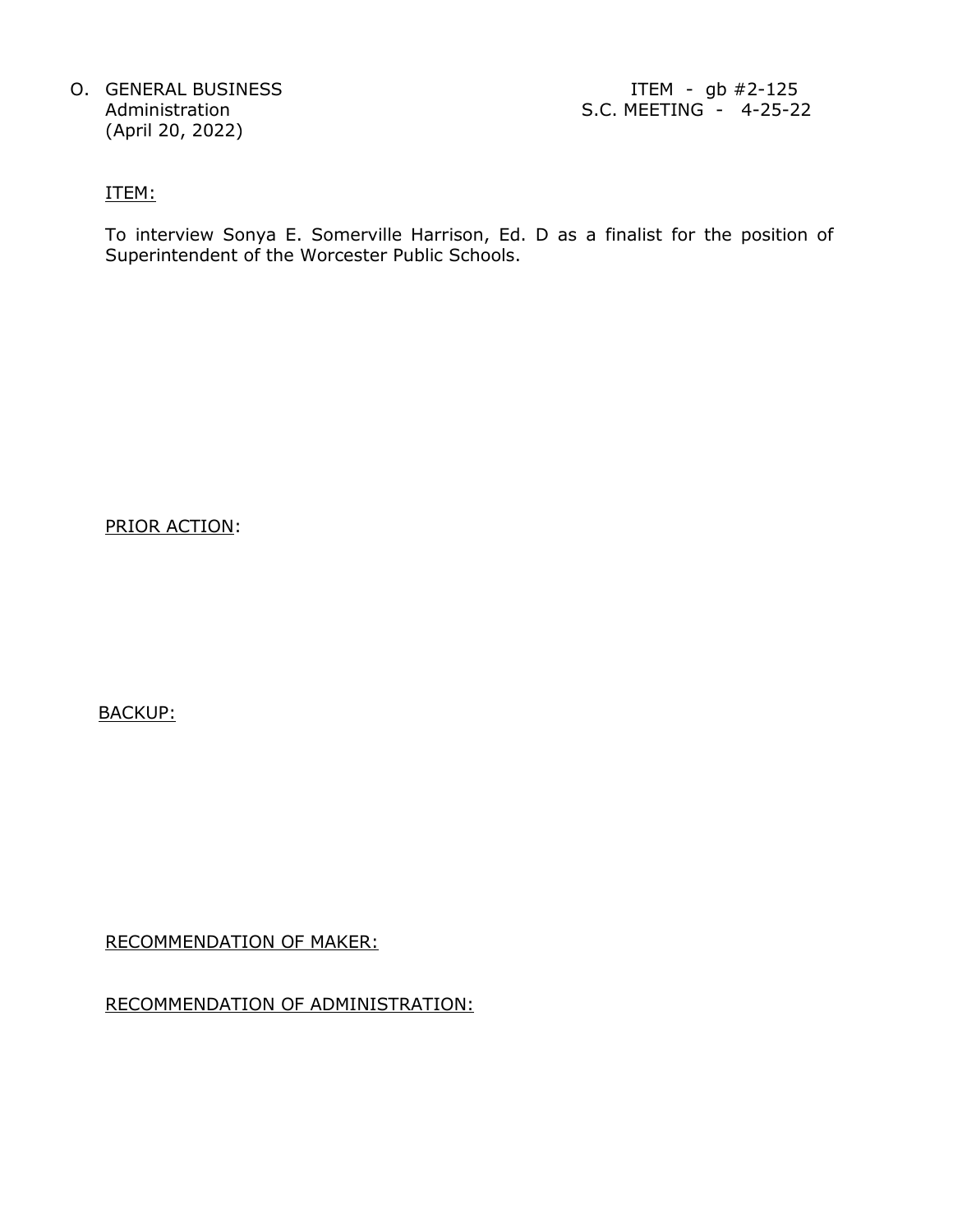O. GENERAL BUSINESS
Administration
(April 20, 2022)

ITEM - gb #2-125
S.C. MEETING - 4-25-22

ITEM:

To interview Sonya E. Somerville Harrison, Ed. D as a finalist for the position of Superintendent of the Worcester Public Schools.

PRIOR ACTION:

BACKUP:

RECOMMENDATION OF MAKER:

RECOMMENDATION OF ADMINISTRATION: